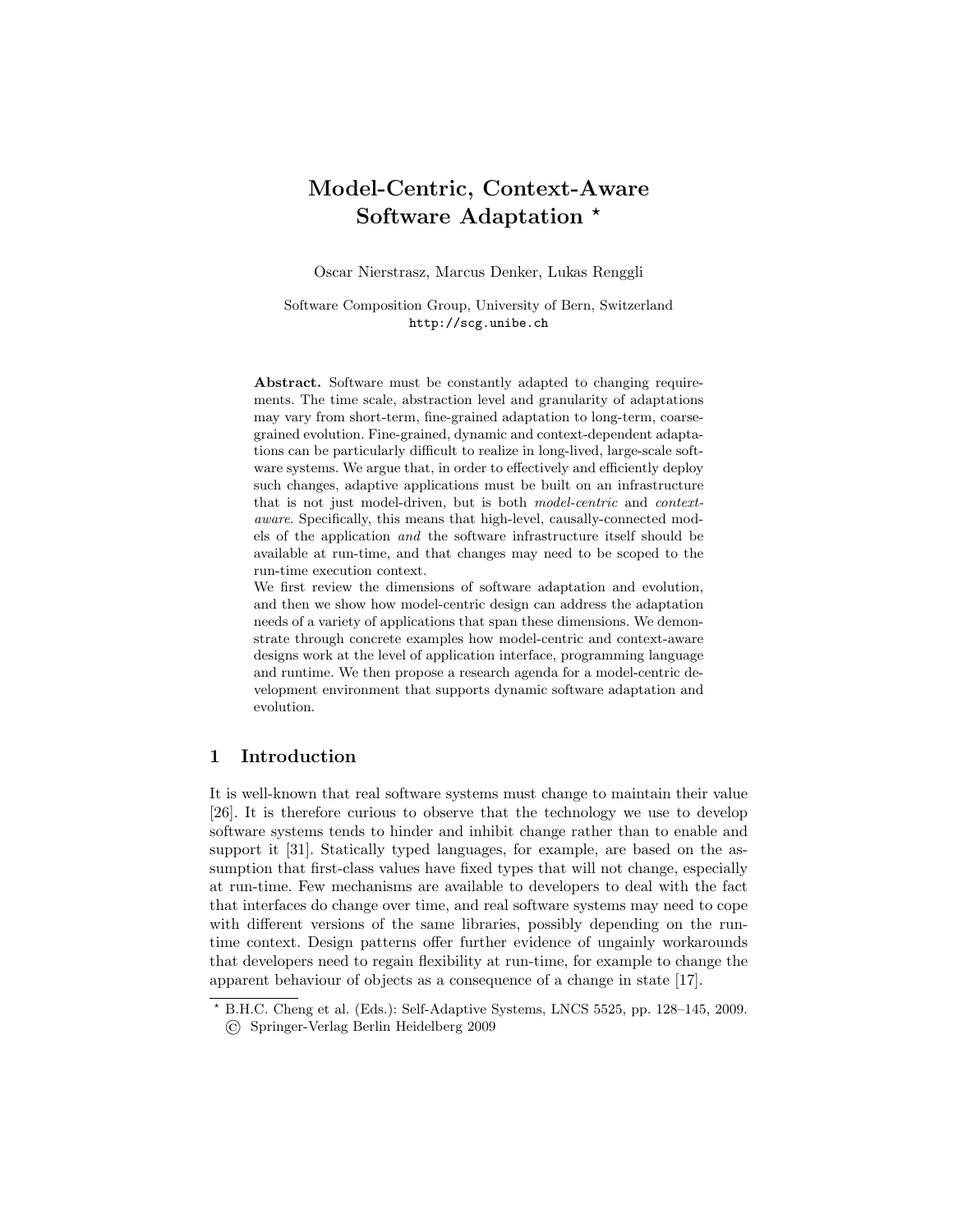# Model-Centric, Context-Aware Software Adaptation *

Oscar Nierstrasz, Marcus Denker, Lukas Renggli

Software Composition Group, University of Bern, Switzerland
http://scg.unibe.ch

**Abstract.** Software must be constantly adapted to changing requirements. The time scale, abstraction level and granularity of adaptations may vary from short-term, fine-grained adaptation to long-term, coarse-grained evolution. Fine-grained, dynamic and context-dependent adaptations can be particularly difficult to realize in long-lived, large-scale software systems. We argue that, in order to effectively and efficiently deploy such changes, adaptive applications must be built on an infrastructure that is not just model-driven, but is both *model-centric* and *context-aware*. Specifically, this means that high-level, causally-connected models of the application *and* the software infrastructure itself should be available at run-time, and that changes may need to be scoped to the run-time execution context.

We first review the dimensions of software adaptation and evolution, and then we show how model-centric design can address the adaptation needs of a variety of applications that span these dimensions. We demonstrate through concrete examples how model-centric and context-aware designs work at the level of application interface, programming language and runtime. We then propose a research agenda for a model-centric development environment that supports dynamic software adaptation and evolution.

## 1 Introduction

It is well-known that real software systems must change to maintain their value [26]. It is therefore curious to observe that the technology we use to develop software systems tends to hinder and inhibit change rather than to enable and support it [31]. Statically typed languages, for example, are based on the assumption that first-class values have fixed types that will not change, especially at run-time. Few mechanisms are available to developers to deal with the fact that interfaces do change over time, and real software systems may need to cope with different versions of the same libraries, possibly depending on the run-time context. Design patterns offer further evidence of ungainly workarounds that developers need to regain flexibility at run-time, for example to change the apparent behaviour of objects as a consequence of a change in state [17].

---

* B.H.C. Cheng et al. (Eds.): Self-Adaptive Systems, LNCS 5525, pp. 128–145, 2009.
© Springer-Verlag Berlin Heidelberg 2009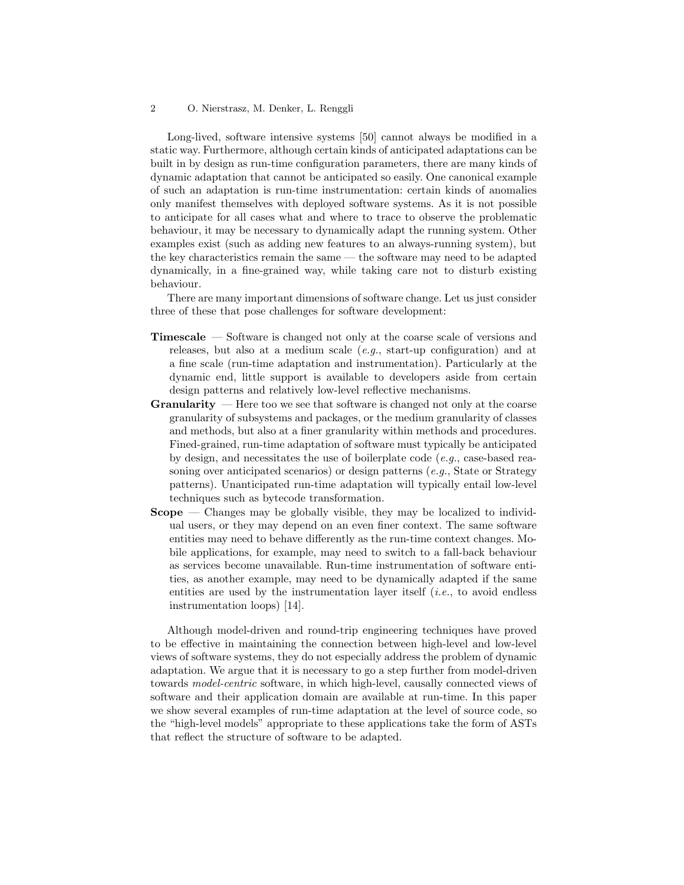Long-lived, software intensive systems [50] cannot always be modified in a static way. Furthermore, although certain kinds of anticipated adaptations can be built in by design as run-time configuration parameters, there are many kinds of dynamic adaptation that cannot be anticipated so easily. One canonical example of such an adaptation is run-time instrumentation: certain kinds of anomalies only manifest themselves with deployed software systems. As it is not possible to anticipate for all cases what and where to trace to observe the problematic behaviour, it may be necessary to dynamically adapt the running system. Other examples exist (such as adding new features to an always-running system), but the key characteristics remain the same — the software may need to be adapted dynamically, in a fine-grained way, while taking care not to disturb existing behaviour.

There are many important dimensions of software change. Let us just consider three of these that pose challenges for software development:

**Timescale** — Software is changed not only at the coarse scale of versions and releases, but also at a medium scale (*e.g.*, start-up configuration) and at a fine scale (run-time adaptation and instrumentation). Particularly at the dynamic end, little support is available to developers aside from certain design patterns and relatively low-level reflective mechanisms.

**Granularity** — Here too we see that software is changed not only at the coarse granularity of subsystems and packages, or the medium granularity of classes and methods, but also at a finer granularity within methods and procedures. Fined-grained, run-time adaptation of software must typically be anticipated by design, and necessitates the use of boilerplate code (*e.g.*, case-based reasoning over anticipated scenarios) or design patterns (*e.g.*, State or Strategy patterns). Unanticipated run-time adaptation will typically entail low-level techniques such as bytecode transformation.

**Scope** — Changes may be globally visible, they may be localized to individual users, or they may depend on an even finer context. The same software entities may need to behave differently as the run-time context changes. Mobile applications, for example, may need to switch to a fall-back behaviour as services become unavailable. Run-time instrumentation of software entities, as another example, may need to be dynamically adapted if the same entities are used by the instrumentation layer itself (*i.e.*, to avoid endless instrumentation loops) [14].

Although model-driven and round-trip engineering techniques have proved to be effective in maintaining the connection between high-level and low-level views of software systems, they do not especially address the problem of dynamic adaptation. We argue that it is necessary to go a step further from model-driven towards *model-centric* software, in which high-level, causally connected views of software and their application domain are available at run-time. In this paper we show several examples of run-time adaptation at the level of source code, so the "high-level models" appropriate to these applications take the form of ASTs that reflect the structure of software to be adapted.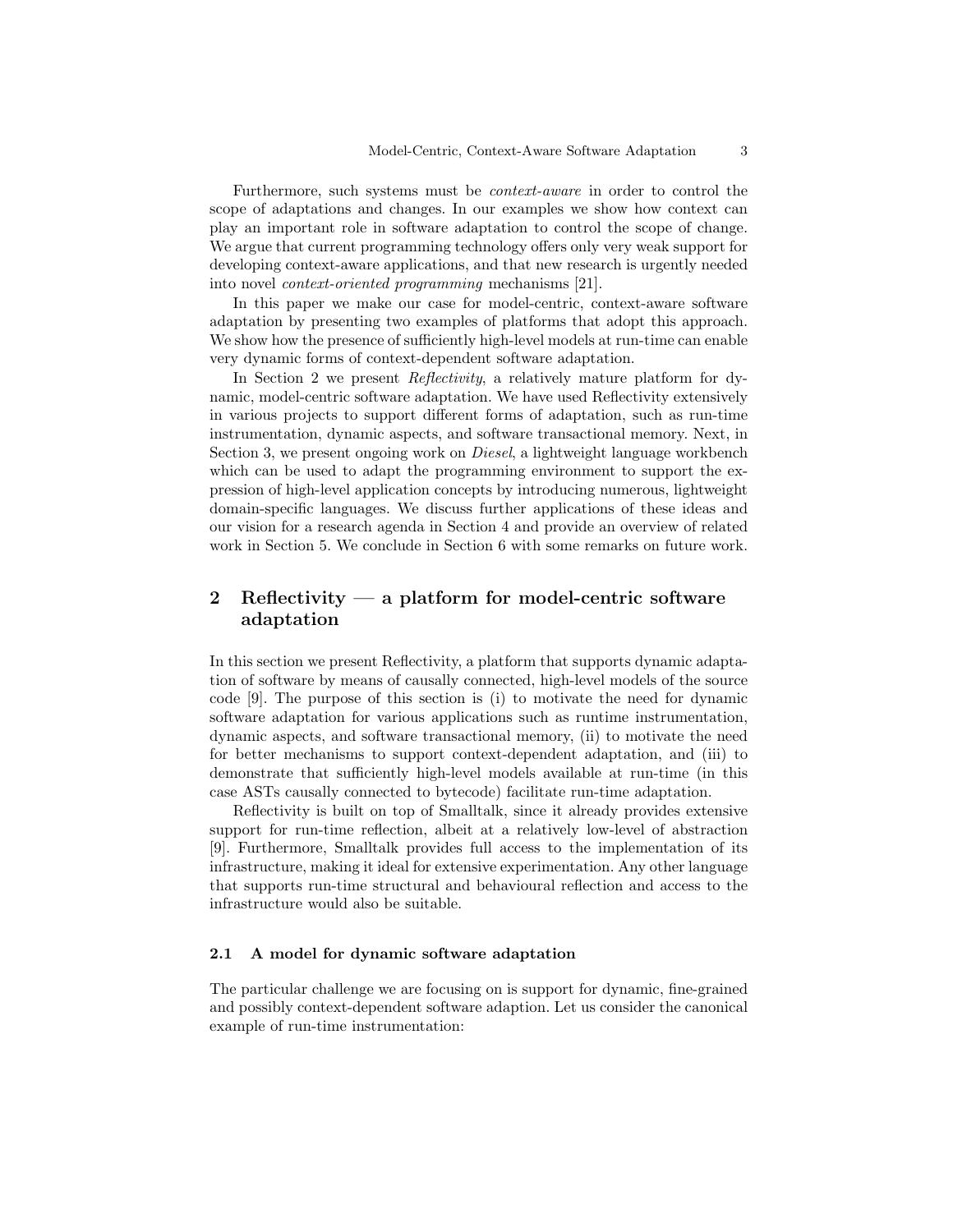Furthermore, such systems must be *context-aware* in order to control the scope of adaptations and changes. In our examples we show how context can play an important role in software adaptation to control the scope of change. We argue that current programming technology offers only very weak support for developing context-aware applications, and that new research is urgently needed into novel *context-oriented programming* mechanisms [21].

In this paper we make our case for model-centric, context-aware software adaptation by presenting two examples of platforms that adopt this approach. We show how the presence of sufficiently high-level models at run-time can enable very dynamic forms of context-dependent software adaptation.

In Section 2 we present *Reflectivity*, a relatively mature platform for dynamic, model-centric software adaptation. We have used Reflectivity extensively in various projects to support different forms of adaptation, such as run-time instrumentation, dynamic aspects, and software transactional memory. Next, in Section 3, we present ongoing work on *Diesel*, a lightweight language workbench which can be used to adapt the programming environment to support the expression of high-level application concepts by introducing numerous, lightweight domain-specific languages. We discuss further applications of these ideas and our vision for a research agenda in Section 4 and provide an overview of related work in Section 5. We conclude in Section 6 with some remarks on future work.

## 2 Reflectivity — a platform for model-centric software adaptation

In this section we present Reflectivity, a platform that supports dynamic adaptation of software by means of causally connected, high-level models of the source code [9]. The purpose of this section is (i) to motivate the need for dynamic software adaptation for various applications such as runtime instrumentation, dynamic aspects, and software transactional memory, (ii) to motivate the need for better mechanisms to support context-dependent adaptation, and (iii) to demonstrate that sufficiently high-level models available at run-time (in this case ASTs causally connected to bytecode) facilitate run-time adaptation.

Reflectivity is built on top of Smalltalk, since it already provides extensive support for run-time reflection, albeit at a relatively low-level of abstraction [9]. Furthermore, Smalltalk provides full access to the implementation of its infrastructure, making it ideal for extensive experimentation. Any other language that supports run-time structural and behavioural reflection and access to the infrastructure would also be suitable.

### 2.1 A model for dynamic software adaptation

The particular challenge we are focusing on is support for dynamic, fine-grained and possibly context-dependent software adaption. Let us consider the canonical example of run-time instrumentation: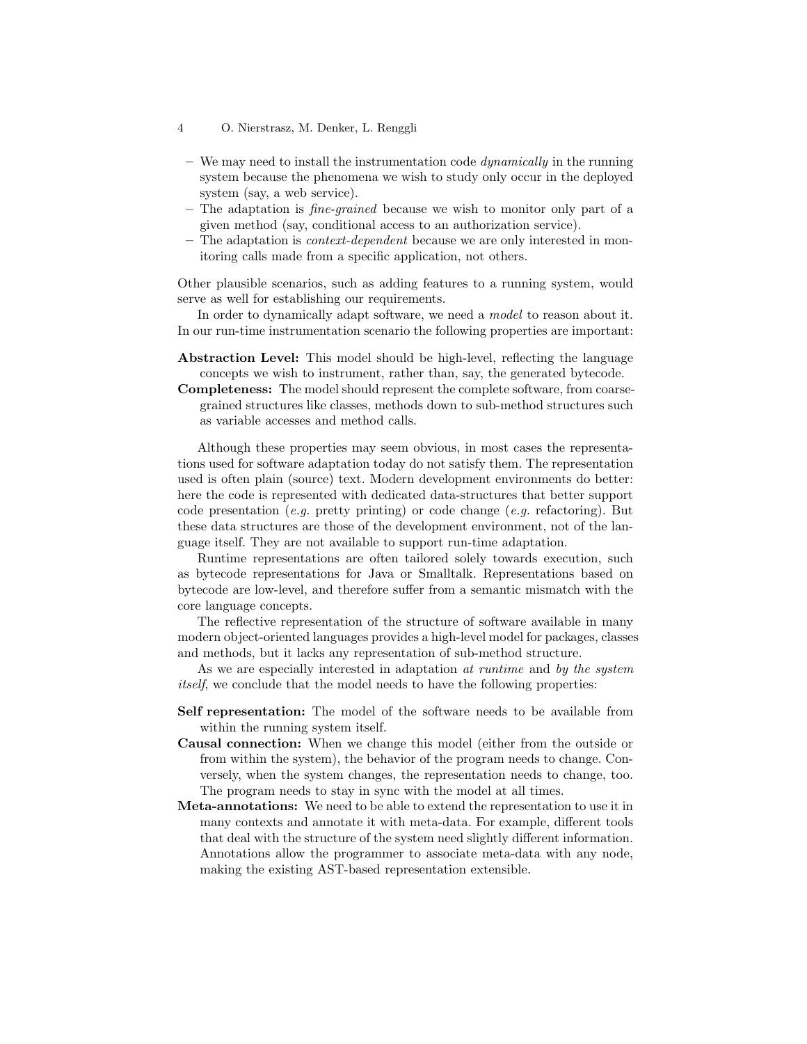- We may need to install the instrumentation code *dynamically* in the running system because the phenomena we wish to study only occur in the deployed system (say, a web service).
- The adaptation is *fine-grained* because we wish to monitor only part of a given method (say, conditional access to an authorization service).
- The adaptation is *context-dependent* because we are only interested in monitoring calls made from a specific application, not others.

Other plausible scenarios, such as adding features to a running system, would serve as well for establishing our requirements.

In order to dynamically adapt software, we need a *model* to reason about it. In our run-time instrumentation scenario the following properties are important:

**Abstraction Level:** This model should be high-level, reflecting the language concepts we wish to instrument, rather than, say, the generated bytecode.

**Completeness:** The model should represent the complete software, from coarse-grained structures like classes, methods down to sub-method structures such as variable accesses and method calls.

Although these properties may seem obvious, in most cases the representations used for software adaptation today do not satisfy them. The representation used is often plain (source) text. Modern development environments do better: here the code is represented with dedicated data-structures that better support code presentation (*e.g.* pretty printing) or code change (*e.g.* refactoring). But these data structures are those of the development environment, not of the language itself. They are not available to support run-time adaptation.

Runtime representations are often tailored solely towards execution, such as bytecode representations for Java or Smalltalk. Representations based on bytecode are low-level, and therefore suffer from a semantic mismatch with the core language concepts.

The reflective representation of the structure of software available in many modern object-oriented languages provides a high-level model for packages, classes and methods, but it lacks any representation of sub-method structure.

As we are especially interested in adaptation *at runtime* and *by the system itself*, we conclude that the model needs to have the following properties:

**Self representation:** The model of the software needs to be available from within the running system itself.

**Causal connection:** When we change this model (either from the outside or from within the system), the behavior of the program needs to change. Conversely, when the system changes, the representation needs to change, too. The program needs to stay in sync with the model at all times.

**Meta-annotations:** We need to be able to extend the representation to use it in many contexts and annotate it with meta-data. For example, different tools that deal with the structure of the system need slightly different information. Annotations allow the programmer to associate meta-data with any node, making the existing AST-based representation extensible.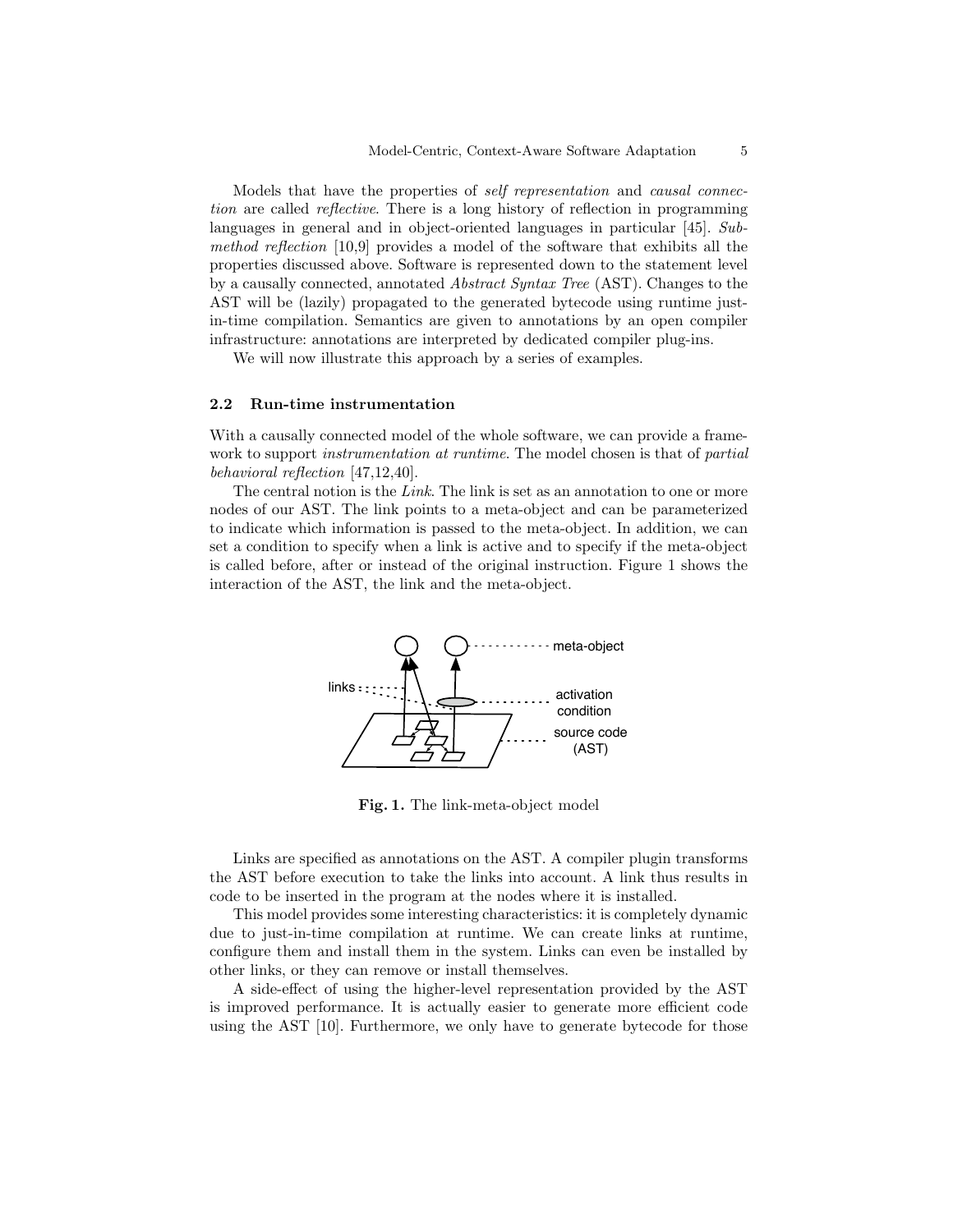Models that have the properties of *self representation* and *causal connection* are called *reflective*. There is a long history of reflection in programming languages in general and in object-oriented languages in particular [45]. *Submethod reflection* [10,9] provides a model of the software that exhibits all the properties discussed above. Software is represented down to the statement level by a causally connected, annotated *Abstract Syntax Tree* (AST). Changes to the AST will be (lazily) propagated to the generated bytecode using runtime just-in-time compilation. Semantics are given to annotations by an open compiler infrastructure: annotations are interpreted by dedicated compiler plug-ins.

We will now illustrate this approach by a series of examples.

### 2.2 Run-time instrumentation

With a causally connected model of the whole software, we can provide a framework to support *instrumentation at runtime*. The model chosen is that of *partial behavioral reflection* [47,12,40].

The central notion is the *Link*. The link is set as an annotation to one or more nodes of our AST. The link points to a meta-object and can be parameterized to indicate which information is passed to the meta-object. In addition, we can set a condition to specify when a link is active and to specify if the meta-object is called before, after or instead of the original instruction. Figure 1 shows the interaction of the AST, the link and the meta-object.

**Fig. 1.** The link-meta-object model

Links are specified as annotations on the AST. A compiler plugin transforms the AST before execution to take the links into account. A link thus results in code to be inserted in the program at the nodes where it is installed.

This model provides some interesting characteristics: it is completely dynamic due to just-in-time compilation at runtime. We can create links at runtime, configure them and install them in the system. Links can even be installed by other links, or they can remove or install themselves.

A side-effect of using the higher-level representation provided by the AST is improved performance. It is actually easier to generate more efficient code using the AST [10]. Furthermore, we only have to generate bytecode for those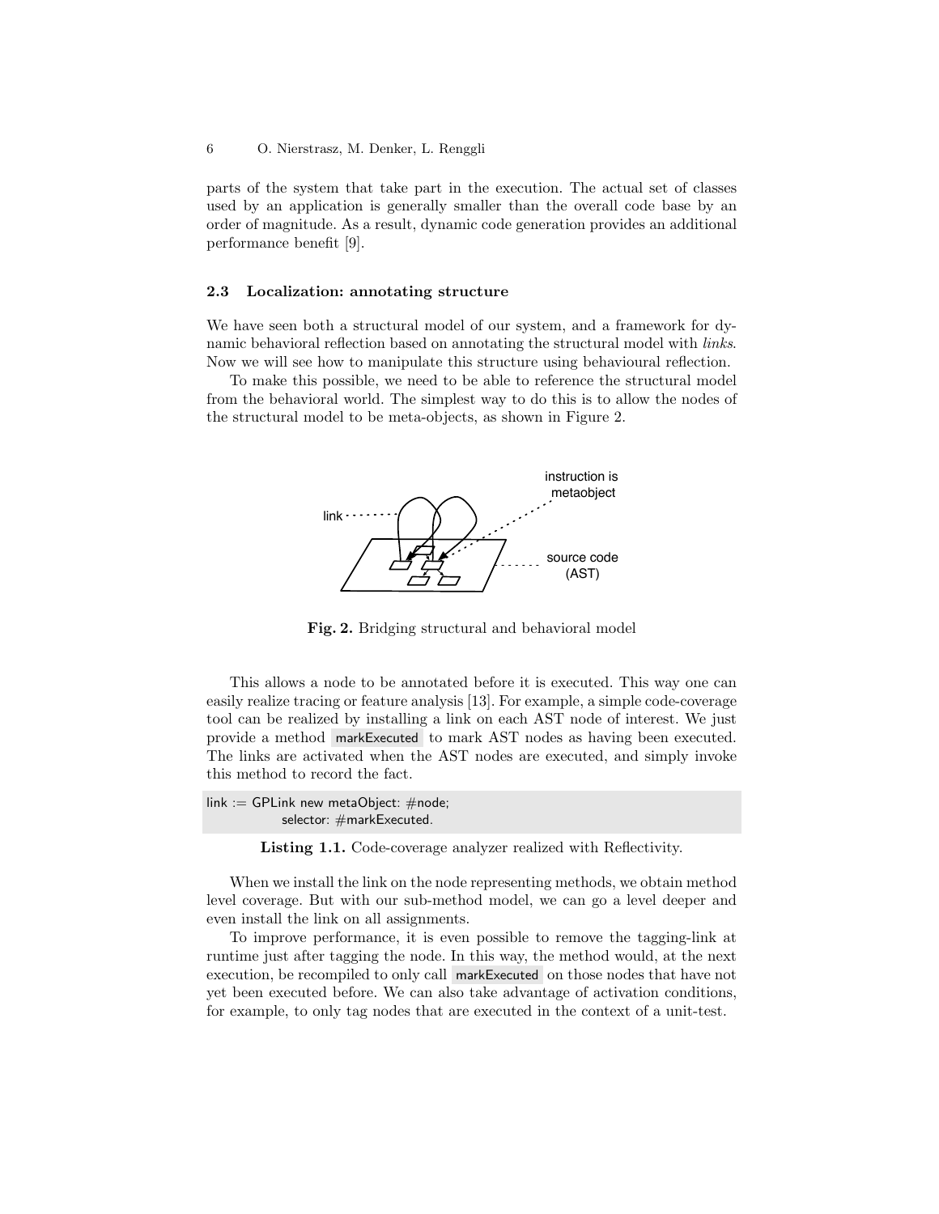parts of the system that take part in the execution. The actual set of classes used by an application is generally smaller than the overall code base by an order of magnitude. As a result, dynamic code generation provides an additional performance benefit [9].

### 2.3 Localization: annotating structure

We have seen both a structural model of our system, and a framework for dynamic behavioral reflection based on annotating the structural model with *links*. Now we will see how to manipulate this structure using behavioural reflection.

To make this possible, we need to be able to reference the structural model from the behavioral world. The simplest way to do this is to allow the nodes of the structural model to be meta-objects, as shown in Figure 2.

**Fig. 2.** Bridging structural and behavioral model

This allows a node to be annotated before it is executed. This way one can easily realize tracing or feature analysis [13]. For example, a simple code-coverage tool can be realized by installing a link on each AST node of interest. We just provide a method `markExecuted` to mark AST nodes as having been executed. The links are activated when the AST nodes are executed, and simply invoke this method to record the fact.

```
link := GPLink new metaObject: #node;
            selector: #markExecuted.
```

**Listing 1.1.** Code-coverage analyzer realized with Reflectivity.

When we install the link on the node representing methods, we obtain method level coverage. But with our sub-method model, we can go a level deeper and even install the link on all assignments.

To improve performance, it is even possible to remove the tagging-link at runtime just after tagging the node. In this way, the method would, at the next execution, be recompiled to only call `markExecuted` on those nodes that have not yet been executed before. We can also take advantage of activation conditions, for example, to only tag nodes that are executed in the context of a unit-test.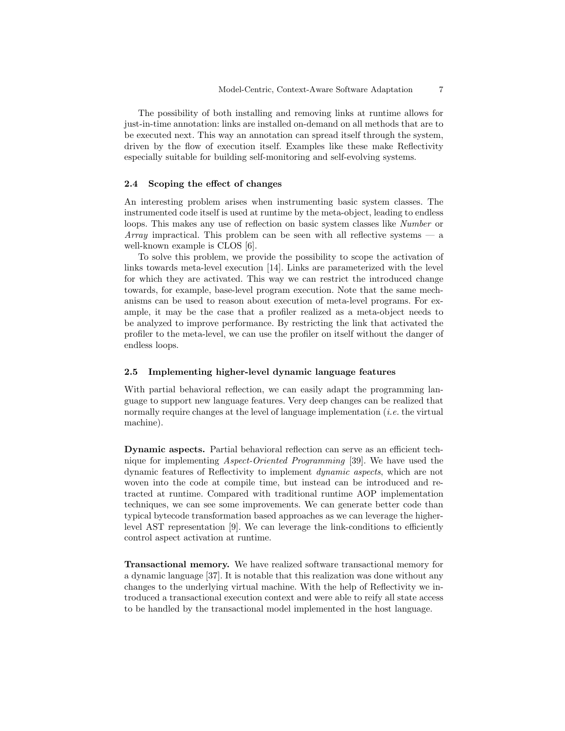The possibility of both installing and removing links at runtime allows for just-in-time annotation: links are installed on-demand on all methods that are to be executed next. This way an annotation can spread itself through the system, driven by the flow of execution itself. Examples like these make Reflectivity especially suitable for building self-monitoring and self-evolving systems.

### 2.4 Scoping the effect of changes

An interesting problem arises when instrumenting basic system classes. The instrumented code itself is used at runtime by the meta-object, leading to endless loops. This makes any use of reflection on basic system classes like *Number* or *Array* impractical. This problem can be seen with all reflective systems — a well-known example is CLOS [6].

To solve this problem, we provide the possibility to scope the activation of links towards meta-level execution [14]. Links are parameterized with the level for which they are activated. This way we can restrict the introduced change towards, for example, base-level program execution. Note that the same mechanisms can be used to reason about execution of meta-level programs. For example, it may be the case that a profiler realized as a meta-object needs to be analyzed to improve performance. By restricting the link that activated the profiler to the meta-level, we can use the profiler on itself without the danger of endless loops.

### 2.5 Implementing higher-level dynamic language features

With partial behavioral reflection, we can easily adapt the programming language to support new language features. Very deep changes can be realized that normally require changes at the level of language implementation (*i.e.* the virtual machine).

**Dynamic aspects.** Partial behavioral reflection can serve as an efficient technique for implementing *Aspect-Oriented Programming* [39]. We have used the dynamic features of Reflectivity to implement *dynamic aspects*, which are not woven into the code at compile time, but instead can be introduced and retracted at runtime. Compared with traditional runtime AOP implementation techniques, we can see some improvements. We can generate better code than typical bytecode transformation based approaches as we can leverage the higher-level AST representation [9]. We can leverage the link-conditions to efficiently control aspect activation at runtime.

**Transactional memory.** We have realized software transactional memory for a dynamic language [37]. It is notable that this realization was done without any changes to the underlying virtual machine. With the help of Reflectivity we introduced a transactional execution context and were able to reify all state access to be handled by the transactional model implemented in the host language.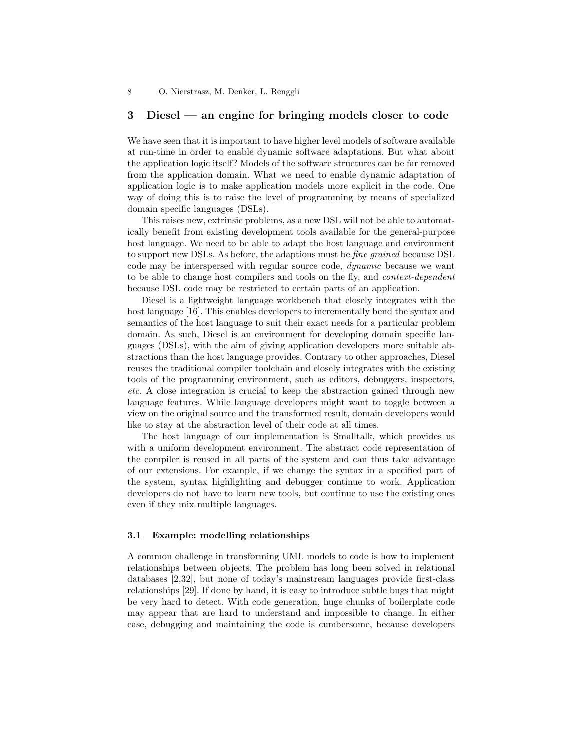## 3 Diesel — an engine for bringing models closer to code

We have seen that it is important to have higher level models of software available at run-time in order to enable dynamic software adaptations. But what about the application logic itself? Models of the software structures can be far removed from the application domain. What we need to enable dynamic adaptation of application logic is to make application models more explicit in the code. One way of doing this is to raise the level of programming by means of specialized domain specific languages (DSLs).

This raises new, extrinsic problems, as a new DSL will not be able to automatically benefit from existing development tools available for the general-purpose host language. We need to be able to adapt the host language and environment to support new DSLs. As before, the adaptions must be *fine grained* because DSL code may be interspersed with regular source code, *dynamic* because we want to be able to change host compilers and tools on the fly, and *context-dependent* because DSL code may be restricted to certain parts of an application.

Diesel is a lightweight language workbench that closely integrates with the host language [16]. This enables developers to incrementally bend the syntax and semantics of the host language to suit their exact needs for a particular problem domain. As such, Diesel is an environment for developing domain specific languages (DSLs), with the aim of giving application developers more suitable abstractions than the host language provides. Contrary to other approaches, Diesel reuses the traditional compiler toolchain and closely integrates with the existing tools of the programming environment, such as editors, debuggers, inspectors, *etc.* A close integration is crucial to keep the abstraction gained through new language features. While language developers might want to toggle between a view on the original source and the transformed result, domain developers would like to stay at the abstraction level of their code at all times.

The host language of our implementation is Smalltalk, which provides us with a uniform development environment. The abstract code representation of the compiler is reused in all parts of the system and can thus take advantage of our extensions. For example, if we change the syntax in a specified part of the system, syntax highlighting and debugger continue to work. Application developers do not have to learn new tools, but continue to use the existing ones even if they mix multiple languages.

### 3.1 Example: modelling relationships

A common challenge in transforming UML models to code is how to implement relationships between objects. The problem has long been solved in relational databases [2,32], but none of today's mainstream languages provide first-class relationships [29]. If done by hand, it is easy to introduce subtle bugs that might be very hard to detect. With code generation, huge chunks of boilerplate code may appear that are hard to understand and impossible to change. In either case, debugging and maintaining the code is cumbersome, because developers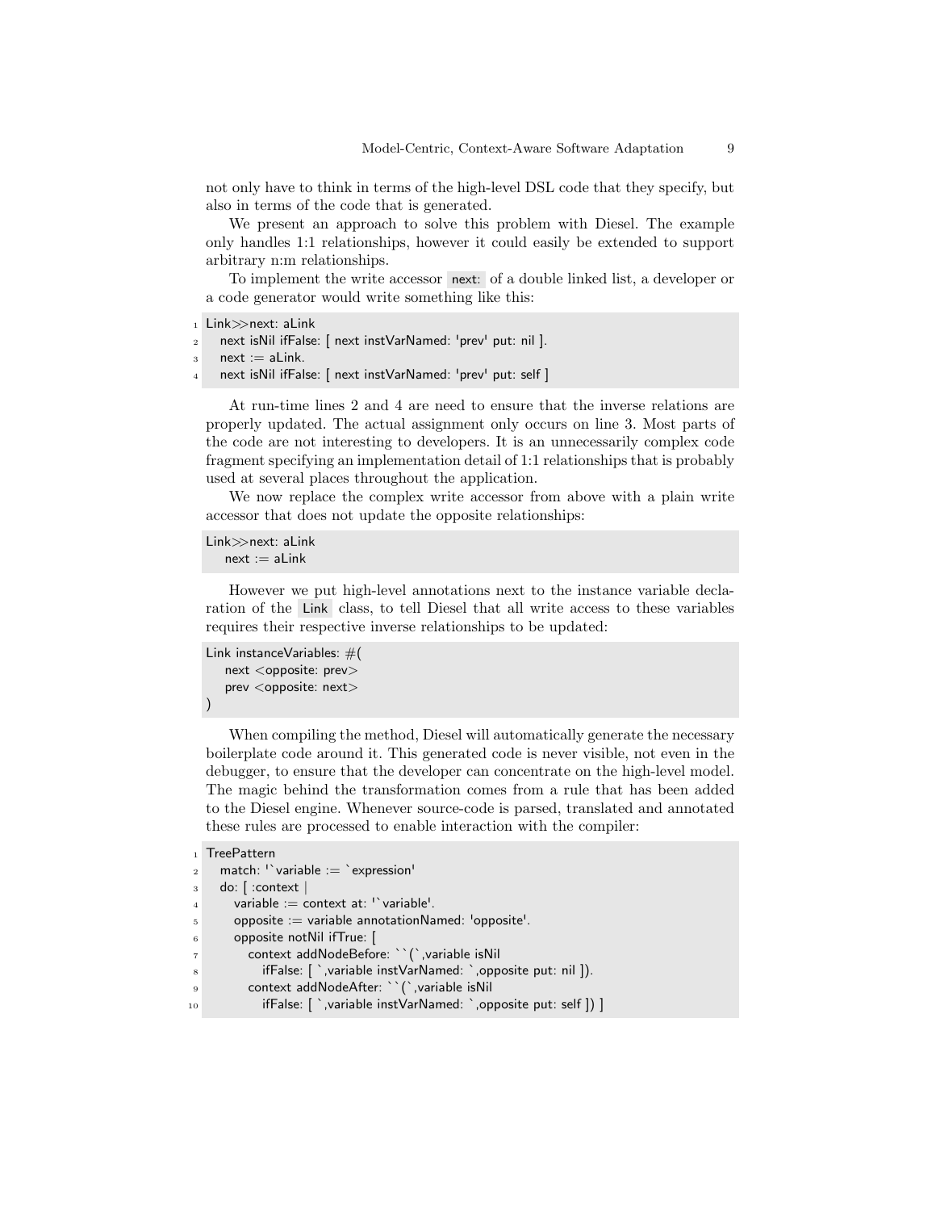not only have to think in terms of the high-level DSL code that they specify, but also in terms of the code that is generated.

We present an approach to solve this problem with Diesel. The example only handles 1:1 relationships, however it could easily be extended to support arbitrary n:m relationships.

To implement the write accessor `next:` of a double linked list, a developer or a code generator would write something like this:

```
1 Link>>next: aLink
2   next isNil ifFalse: [ next instVarNamed: 'prev' put: nil ].
3   next := aLink.
4   next isNil ifFalse: [ next instVarNamed: 'prev' put: self ]
```

At run-time lines 2 and 4 are need to ensure that the inverse relations are properly updated. The actual assignment only occurs on line 3. Most parts of the code are not interesting to developers. It is an unnecessarily complex code fragment specifying an implementation detail of 1:1 relationships that is probably used at several places throughout the application.

We now replace the complex write accessor from above with a plain write accessor that does not update the opposite relationships:

```
Link>>next: aLink
   next := aLink
```

However we put high-level annotations next to the instance variable declaration of the `Link` class, to tell Diesel that all write access to these variables requires their respective inverse relationships to be updated:

```
Link instanceVariables: #(
   next <opposite: prev>
   prev <opposite: next>
)
```

When compiling the method, Diesel will automatically generate the necessary boilerplate code around it. This generated code is never visible, not even in the debugger, to ensure that the developer can concentrate on the high-level model. The magic behind the transformation comes from a rule that has been added to the Diesel engine. Whenever source-code is parsed, translated and annotated these rules are processed to enable interaction with the compiler:

```
1 TreePattern
2   match: '`variable := `expression'
3   do: [ :context |
4     variable := context at: '`variable'.
5     opposite := variable annotationNamed: 'opposite'.
6     opposite notNil ifTrue: [
7       context addNodeBefore: ``(`,variable isNil
8         ifFalse: [ `,variable instVarNamed: `,opposite put: nil ]).
9       context addNodeAfter: ``(`,variable isNil
10        ifFalse: [ `,variable instVarNamed: `,opposite put: self ]) ]
```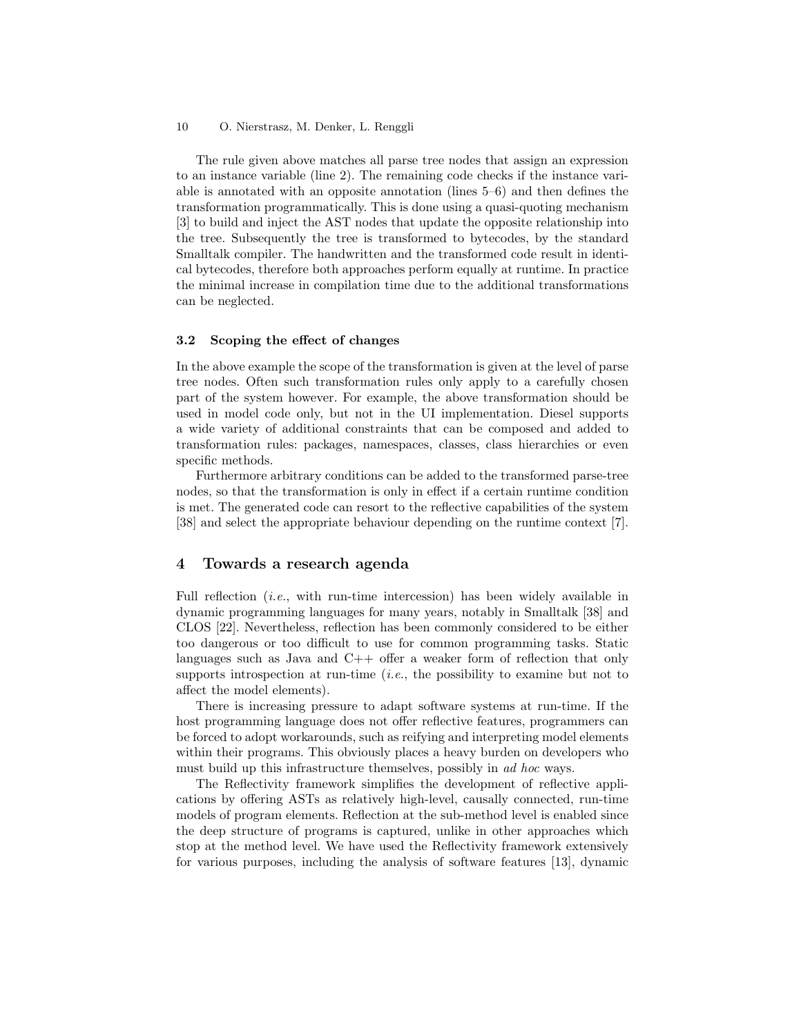The rule given above matches all parse tree nodes that assign an expression to an instance variable (line 2). The remaining code checks if the instance variable is annotated with an opposite annotation (lines 5–6) and then defines the transformation programmatically. This is done using a quasi-quoting mechanism [3] to build and inject the AST nodes that update the opposite relationship into the tree. Subsequently the tree is transformed to bytecodes, by the standard Smalltalk compiler. The handwritten and the transformed code result in identical bytecodes, therefore both approaches perform equally at runtime. In practice the minimal increase in compilation time due to the additional transformations can be neglected.

### 3.2 Scoping the effect of changes

In the above example the scope of the transformation is given at the level of parse tree nodes. Often such transformation rules only apply to a carefully chosen part of the system however. For example, the above transformation should be used in model code only, but not in the UI implementation. Diesel supports a wide variety of additional constraints that can be composed and added to transformation rules: packages, namespaces, classes, class hierarchies or even specific methods.

Furthermore arbitrary conditions can be added to the transformed parse-tree nodes, so that the transformation is only in effect if a certain runtime condition is met. The generated code can resort to the reflective capabilities of the system [38] and select the appropriate behaviour depending on the runtime context [7].

## 4 Towards a research agenda

Full reflection (*i.e.*, with run-time intercession) has been widely available in dynamic programming languages for many years, notably in Smalltalk [38] and CLOS [22]. Nevertheless, reflection has been commonly considered to be either too dangerous or too difficult to use for common programming tasks. Static languages such as Java and C++ offer a weaker form of reflection that only supports introspection at run-time (*i.e.*, the possibility to examine but not to affect the model elements).

There is increasing pressure to adapt software systems at run-time. If the host programming language does not offer reflective features, programmers can be forced to adopt workarounds, such as reifying and interpreting model elements within their programs. This obviously places a heavy burden on developers who must build up this infrastructure themselves, possibly in *ad hoc* ways.

The Reflectivity framework simplifies the development of reflective applications by offering ASTs as relatively high-level, causally connected, run-time models of program elements. Reflection at the sub-method level is enabled since the deep structure of programs is captured, unlike in other approaches which stop at the method level. We have used the Reflectivity framework extensively for various purposes, including the analysis of software features [13], dynamic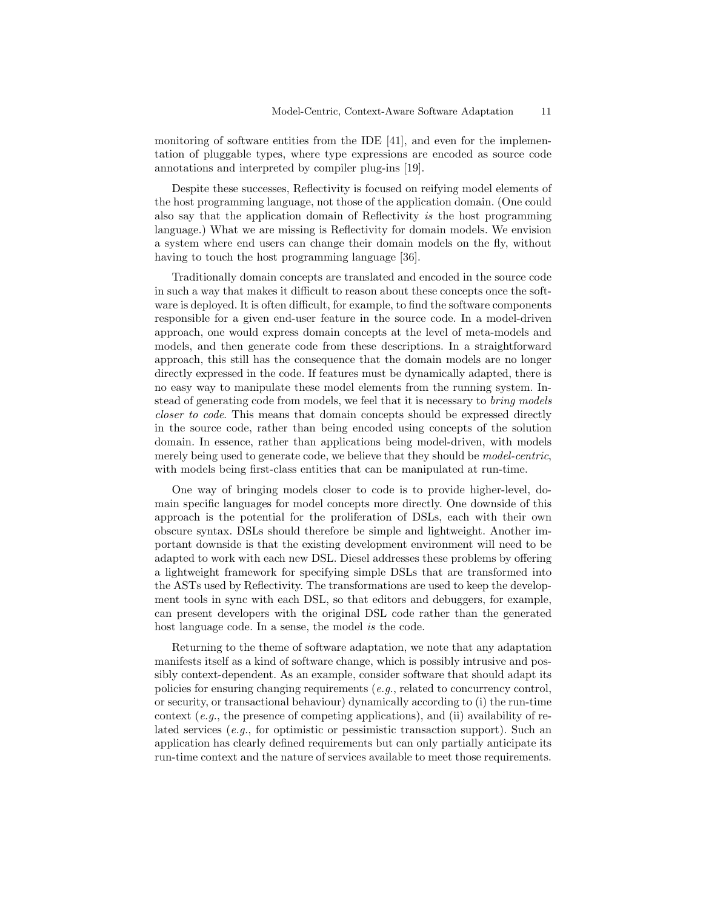monitoring of software entities from the IDE [41], and even for the implementation of pluggable types, where type expressions are encoded as source code annotations and interpreted by compiler plug-ins [19].

Despite these successes, Reflectivity is focused on reifying model elements of the host programming language, not those of the application domain. (One could also say that the application domain of Reflectivity *is* the host programming language.) What we are missing is Reflectivity for domain models. We envision a system where end users can change their domain models on the fly, without having to touch the host programming language [36].

Traditionally domain concepts are translated and encoded in the source code in such a way that makes it difficult to reason about these concepts once the software is deployed. It is often difficult, for example, to find the software components responsible for a given end-user feature in the source code. In a model-driven approach, one would express domain concepts at the level of meta-models and models, and then generate code from these descriptions. In a straightforward approach, this still has the consequence that the domain models are no longer directly expressed in the code. If features must be dynamically adapted, there is no easy way to manipulate these model elements from the running system. Instead of generating code from models, we feel that it is necessary to *bring models closer to code*. This means that domain concepts should be expressed directly in the source code, rather than being encoded using concepts of the solution domain. In essence, rather than applications being model-driven, with models merely being used to generate code, we believe that they should be *model-centric*, with models being first-class entities that can be manipulated at run-time.

One way of bringing models closer to code is to provide higher-level, domain specific languages for model concepts more directly. One downside of this approach is the potential for the proliferation of DSLs, each with their own obscure syntax. DSLs should therefore be simple and lightweight. Another important downside is that the existing development environment will need to be adapted to work with each new DSL. Diesel addresses these problems by offering a lightweight framework for specifying simple DSLs that are transformed into the ASTs used by Reflectivity. The transformations are used to keep the development tools in sync with each DSL, so that editors and debuggers, for example, can present developers with the original DSL code rather than the generated host language code. In a sense, the model *is* the code.

Returning to the theme of software adaptation, we note that any adaptation manifests itself as a kind of software change, which is possibly intrusive and possibly context-dependent. As an example, consider software that should adapt its policies for ensuring changing requirements (*e.g.*, related to concurrency control, or security, or transactional behaviour) dynamically according to (i) the run-time context (*e.g.*, the presence of competing applications), and (ii) availability of related services (*e.g.*, for optimistic or pessimistic transaction support). Such an application has clearly defined requirements but can only partially anticipate its run-time context and the nature of services available to meet those requirements.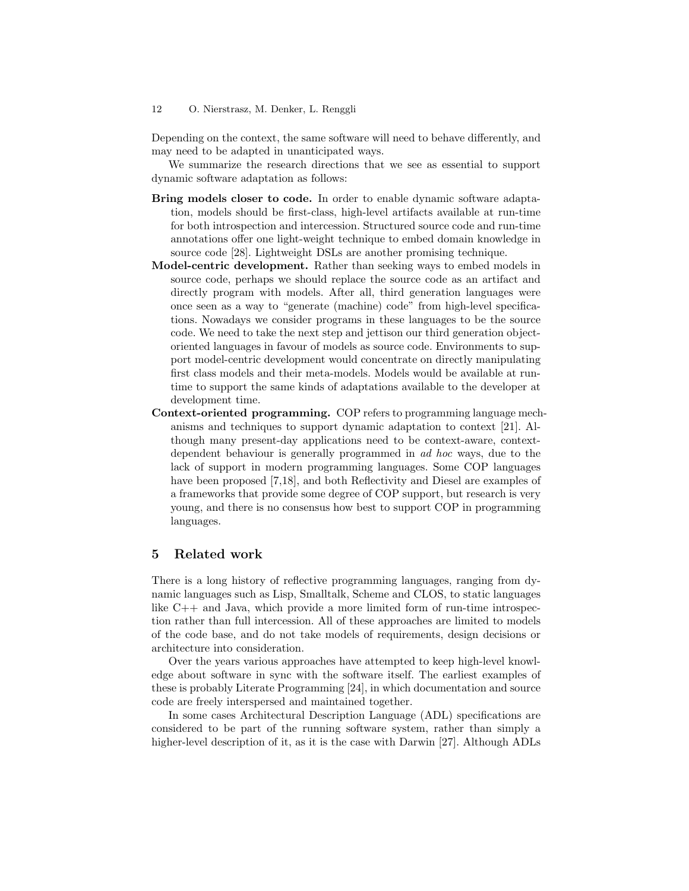Depending on the context, the same software will need to behave differently, and may need to be adapted in unanticipated ways.

We summarize the research directions that we see as essential to support dynamic software adaptation as follows:

- **Bring models closer to code.** In order to enable dynamic software adaptation, models should be first-class, high-level artifacts available at run-time for both introspection and intercession. Structured source code and run-time annotations offer one light-weight technique to embed domain knowledge in source code [28]. Lightweight DSLs are another promising technique.
- **Model-centric development.** Rather than seeking ways to embed models in source code, perhaps we should replace the source code as an artifact and directly program with models. After all, third generation languages were once seen as a way to "generate (machine) code" from high-level specifications. Nowadays we consider programs in these languages to be the source code. We need to take the next step and jettison our third generation object-oriented languages in favour of models as source code. Environments to support model-centric development would concentrate on directly manipulating first class models and their meta-models. Models would be available at run-time to support the same kinds of adaptations available to the developer at development time.
- **Context-oriented programming.** COP refers to programming language mechanisms and techniques to support dynamic adaptation to context [21]. Although many present-day applications need to be context-aware, context-dependent behaviour is generally programmed in *ad hoc* ways, due to the lack of support in modern programming languages. Some COP languages have been proposed [7,18], and both Reflectivity and Diesel are examples of a frameworks that provide some degree of COP support, but research is very young, and there is no consensus how best to support COP in programming languages.

## 5 Related work

There is a long history of reflective programming languages, ranging from dynamic languages such as Lisp, Smalltalk, Scheme and CLOS, to static languages like C++ and Java, which provide a more limited form of run-time introspection rather than full intercession. All of these approaches are limited to models of the code base, and do not take models of requirements, design decisions or architecture into consideration.

Over the years various approaches have attempted to keep high-level knowledge about software in sync with the software itself. The earliest examples of these is probably Literate Programming [24], in which documentation and source code are freely interspersed and maintained together.

In some cases Architectural Description Language (ADL) specifications are considered to be part of the running software system, rather than simply a higher-level description of it, as it is the case with Darwin [27]. Although ADLs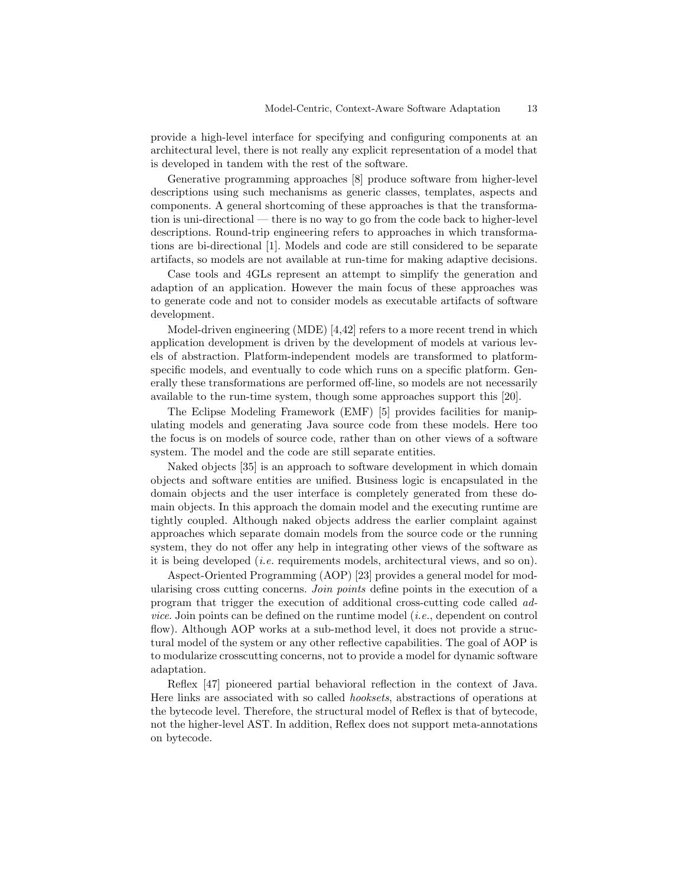provide a high-level interface for specifying and configuring components at an architectural level, there is not really any explicit representation of a model that is developed in tandem with the rest of the software.

Generative programming approaches [8] produce software from higher-level descriptions using such mechanisms as generic classes, templates, aspects and components. A general shortcoming of these approaches is that the transformation is uni-directional — there is no way to go from the code back to higher-level descriptions. Round-trip engineering refers to approaches in which transformations are bi-directional [1]. Models and code are still considered to be separate artifacts, so models are not available at run-time for making adaptive decisions.

Case tools and 4GLs represent an attempt to simplify the generation and adaption of an application. However the main focus of these approaches was to generate code and not to consider models as executable artifacts of software development.

Model-driven engineering (MDE) [4,42] refers to a more recent trend in which application development is driven by the development of models at various levels of abstraction. Platform-independent models are transformed to platform-specific models, and eventually to code which runs on a specific platform. Generally these transformations are performed off-line, so models are not necessarily available to the run-time system, though some approaches support this [20].

The Eclipse Modeling Framework (EMF) [5] provides facilities for manipulating models and generating Java source code from these models. Here too the focus is on models of source code, rather than on other views of a software system. The model and the code are still separate entities.

Naked objects [35] is an approach to software development in which domain objects and software entities are unified. Business logic is encapsulated in the domain objects and the user interface is completely generated from these domain objects. In this approach the domain model and the executing runtime are tightly coupled. Although naked objects address the earlier complaint against approaches which separate domain models from the source code or the running system, they do not offer any help in integrating other views of the software as it is being developed (*i.e.* requirements models, architectural views, and so on).

Aspect-Oriented Programming (AOP) [23] provides a general model for modularising cross cutting concerns. *Join points* define points in the execution of a program that trigger the execution of additional cross-cutting code called *advice*. Join points can be defined on the runtime model (*i.e.*, dependent on control flow). Although AOP works at a sub-method level, it does not provide a structural model of the system or any other reflective capabilities. The goal of AOP is to modularize crosscutting concerns, not to provide a model for dynamic software adaptation.

Reflex [47] pioneered partial behavioral reflection in the context of Java. Here links are associated with so called *hooksets*, abstractions of operations at the bytecode level. Therefore, the structural model of Reflex is that of bytecode, not the higher-level AST. In addition, Reflex does not support meta-annotations on bytecode.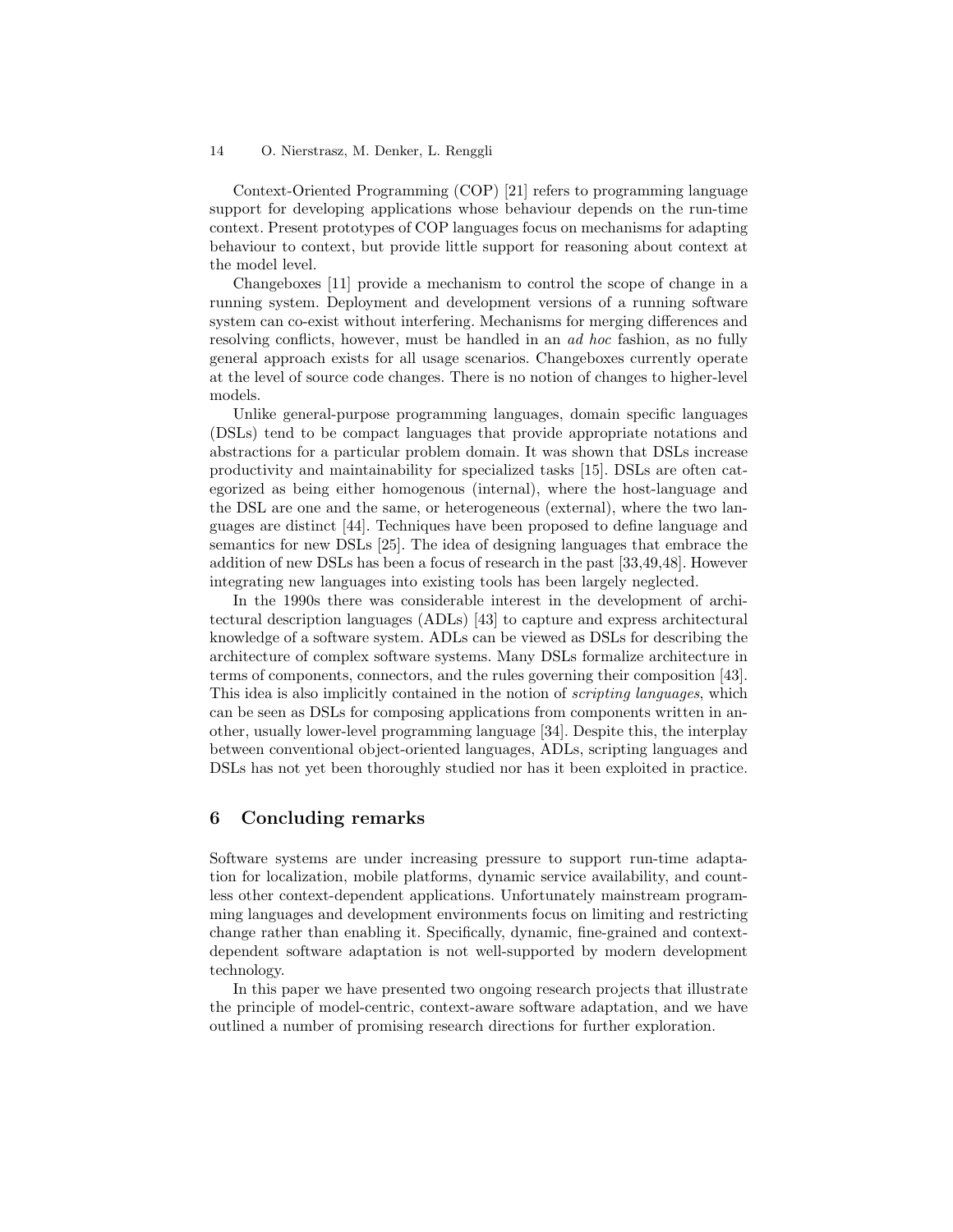Context-Oriented Programming (COP) [21] refers to programming language support for developing applications whose behaviour depends on the run-time context. Present prototypes of COP languages focus on mechanisms for adapting behaviour to context, but provide little support for reasoning about context at the model level.

Changeboxes [11] provide a mechanism to control the scope of change in a running system. Deployment and development versions of a running software system can co-exist without interfering. Mechanisms for merging differences and resolving conflicts, however, must be handled in an *ad hoc* fashion, as no fully general approach exists for all usage scenarios. Changeboxes currently operate at the level of source code changes. There is no notion of changes to higher-level models.

Unlike general-purpose programming languages, domain specific languages (DSLs) tend to be compact languages that provide appropriate notations and abstractions for a particular problem domain. It was shown that DSLs increase productivity and maintainability for specialized tasks [15]. DSLs are often categorized as being either homogenous (internal), where the host-language and the DSL are one and the same, or heterogeneous (external), where the two languages are distinct [44]. Techniques have been proposed to define language and semantics for new DSLs [25]. The idea of designing languages that embrace the addition of new DSLs has been a focus of research in the past [33,49,48]. However integrating new languages into existing tools has been largely neglected.

In the 1990s there was considerable interest in the development of architectural description languages (ADLs) [43] to capture and express architectural knowledge of a software system. ADLs can be viewed as DSLs for describing the architecture of complex software systems. Many DSLs formalize architecture in terms of components, connectors, and the rules governing their composition [43]. This idea is also implicitly contained in the notion of *scripting languages*, which can be seen as DSLs for composing applications from components written in another, usually lower-level programming language [34]. Despite this, the interplay between conventional object-oriented languages, ADLs, scripting languages and DSLs has not yet been thoroughly studied nor has it been exploited in practice.

## 6 Concluding remarks

Software systems are under increasing pressure to support run-time adaptation for localization, mobile platforms, dynamic service availability, and countless other context-dependent applications. Unfortunately mainstream programming languages and development environments focus on limiting and restricting change rather than enabling it. Specifically, dynamic, fine-grained and context-dependent software adaptation is not well-supported by modern development technology.

In this paper we have presented two ongoing research projects that illustrate the principle of model-centric, context-aware software adaptation, and we have outlined a number of promising research directions for further exploration.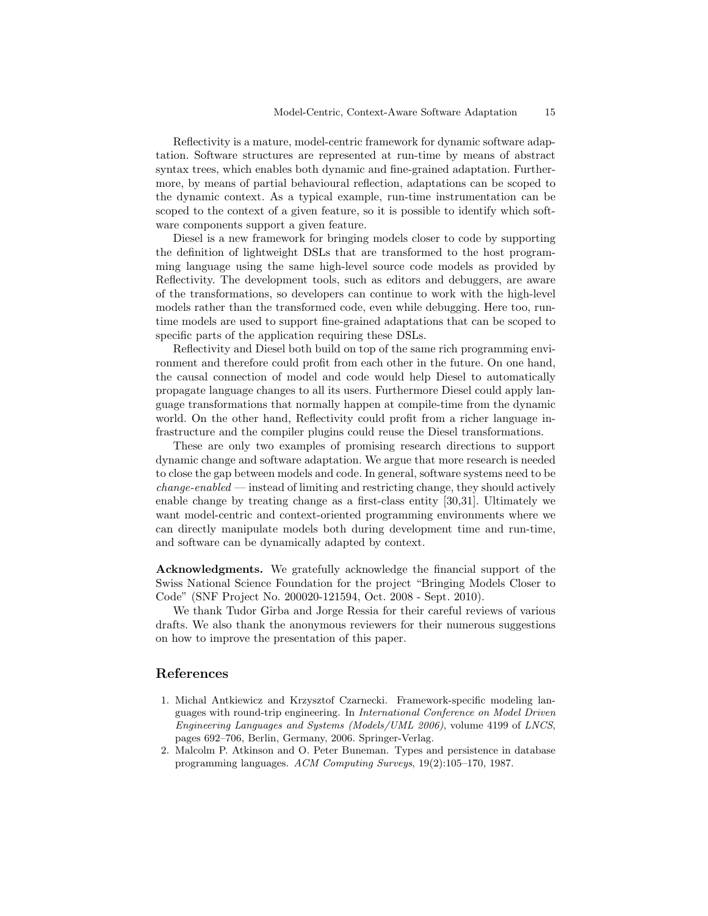Reflectivity is a mature, model-centric framework for dynamic software adaptation. Software structures are represented at run-time by means of abstract syntax trees, which enables both dynamic and fine-grained adaptation. Furthermore, by means of partial behavioural reflection, adaptations can be scoped to the dynamic context. As a typical example, run-time instrumentation can be scoped to the context of a given feature, so it is possible to identify which software components support a given feature.

Diesel is a new framework for bringing models closer to code by supporting the definition of lightweight DSLs that are transformed to the host programming language using the same high-level source code models as provided by Reflectivity. The development tools, such as editors and debuggers, are aware of the transformations, so developers can continue to work with the high-level models rather than the transformed code, even while debugging. Here too, runtime models are used to support fine-grained adaptations that can be scoped to specific parts of the application requiring these DSLs.

Reflectivity and Diesel both build on top of the same rich programming environment and therefore could profit from each other in the future. On one hand, the causal connection of model and code would help Diesel to automatically propagate language changes to all its users. Furthermore Diesel could apply language transformations that normally happen at compile-time from the dynamic world. On the other hand, Reflectivity could profit from a richer language infrastructure and the compiler plugins could reuse the Diesel transformations.

These are only two examples of promising research directions to support dynamic change and software adaptation. We argue that more research is needed to close the gap between models and code. In general, software systems need to be *change-enabled* — instead of limiting and restricting change, they should actively enable change by treating change as a first-class entity [30,31]. Ultimately we want model-centric and context-oriented programming environments where we can directly manipulate models both during development time and run-time, and software can be dynamically adapted by context.

**Acknowledgments.** We gratefully acknowledge the financial support of the Swiss National Science Foundation for the project "Bringing Models Closer to Code" (SNF Project No. 200020-121594, Oct. 2008 - Sept. 2010).

We thank Tudor Gîrba and Jorge Ressia for their careful reviews of various drafts. We also thank the anonymous reviewers for their numerous suggestions on how to improve the presentation of this paper.

## References

1. Michal Antkiewicz and Krzysztof Czarnecki. Framework-specific modeling languages with round-trip engineering. In *International Conference on Model Driven Engineering Languages and Systems (Models/UML 2006)*, volume 4199 of *LNCS*, pages 692–706, Berlin, Germany, 2006. Springer-Verlag.
2. Malcolm P. Atkinson and O. Peter Buneman. Types and persistence in database programming languages. *ACM Computing Surveys*, 19(2):105–170, 1987.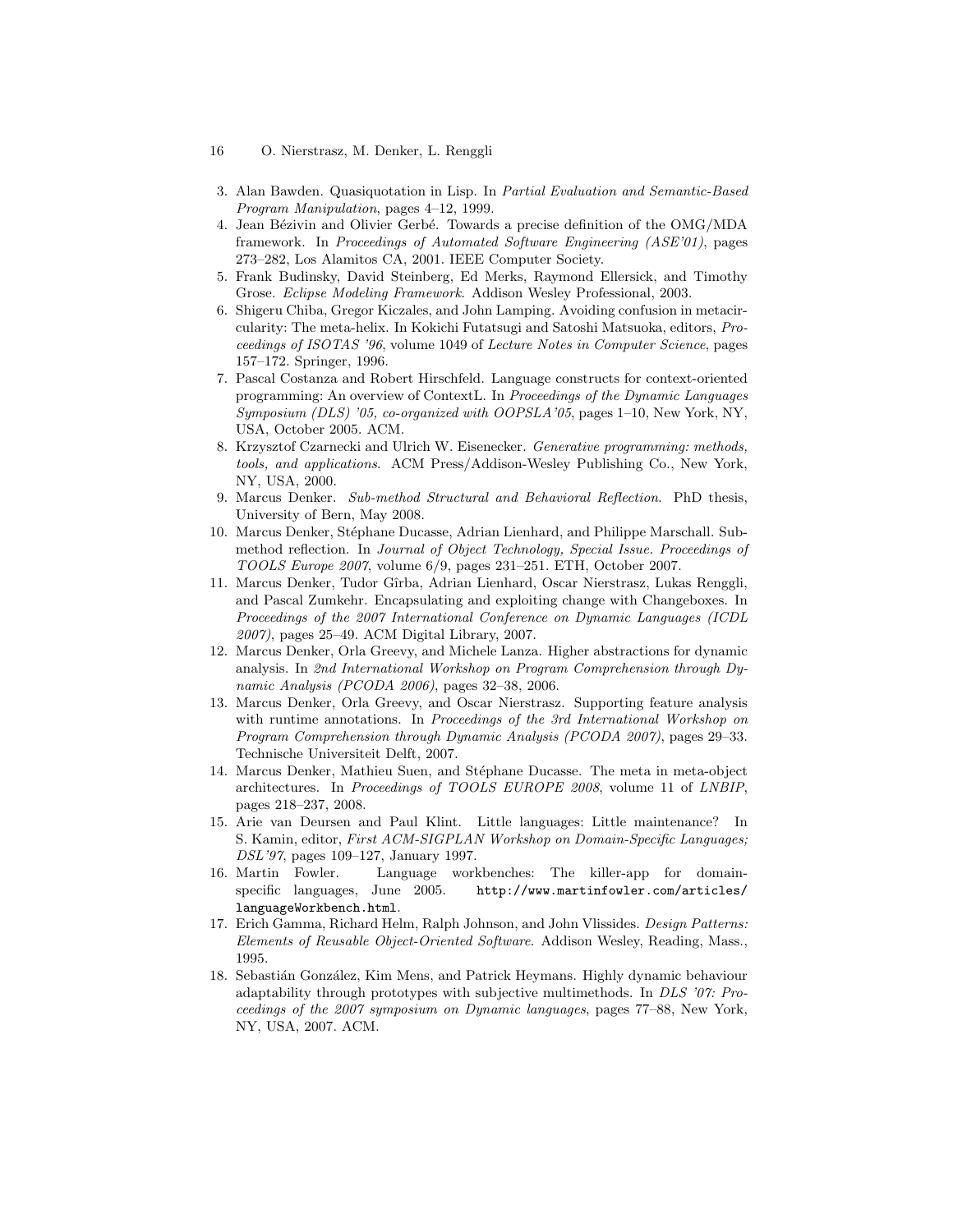3. Alan Bawden. Quasiquotation in Lisp. In *Partial Evaluation and Semantic-Based Program Manipulation*, pages 4–12, 1999.
4. Jean Bézivin and Olivier Gerbé. Towards a precise definition of the OMG/MDA framework. In *Proceedings of Automated Software Engineering (ASE'01)*, pages 273–282, Los Alamitos CA, 2001. IEEE Computer Society.
5. Frank Budinsky, David Steinberg, Ed Merks, Raymond Ellersick, and Timothy Grose. *Eclipse Modeling Framework*. Addison Wesley Professional, 2003.
6. Shigeru Chiba, Gregor Kiczales, and John Lamping. Avoiding confusion in metacircularity: The meta-helix. In Kokichi Futatsugi and Satoshi Matsuoka, editors, *Proceedings of ISOTAS '96*, volume 1049 of *Lecture Notes in Computer Science*, pages 157–172. Springer, 1996.
7. Pascal Costanza and Robert Hirschfeld. Language constructs for context-oriented programming: An overview of ContextL. In *Proceedings of the Dynamic Languages Symposium (DLS) '05, co-organized with OOPSLA'05*, pages 1–10, New York, NY, USA, October 2005. ACM.
8. Krzysztof Czarnecki and Ulrich W. Eisenecker. *Generative programming: methods, tools, and applications*. ACM Press/Addison-Wesley Publishing Co., New York, NY, USA, 2000.
9. Marcus Denker. *Sub-method Structural and Behavioral Reflection*. PhD thesis, University of Bern, May 2008.
10. Marcus Denker, Stéphane Ducasse, Adrian Lienhard, and Philippe Marschall. Sub-method reflection. In *Journal of Object Technology, Special Issue. Proceedings of TOOLS Europe 2007*, volume 6/9, pages 231–251. ETH, October 2007.
11. Marcus Denker, Tudor Gîrba, Adrian Lienhard, Oscar Nierstrasz, Lukas Renggli, and Pascal Zumkehr. Encapsulating and exploiting change with Changeboxes. In *Proceedings of the 2007 International Conference on Dynamic Languages (ICDL 2007)*, pages 25–49. ACM Digital Library, 2007.
12. Marcus Denker, Orla Greevy, and Michele Lanza. Higher abstractions for dynamic analysis. In *2nd International Workshop on Program Comprehension through Dynamic Analysis (PCODA 2006)*, pages 32–38, 2006.
13. Marcus Denker, Orla Greevy, and Oscar Nierstrasz. Supporting feature analysis with runtime annotations. In *Proceedings of the 3rd International Workshop on Program Comprehension through Dynamic Analysis (PCODA 2007)*, pages 29–33. Technische Universiteit Delft, 2007.
14. Marcus Denker, Mathieu Suen, and Stéphane Ducasse. The meta in meta-object architectures. In *Proceedings of TOOLS EUROPE 2008*, volume 11 of *LNBIP*, pages 218–237, 2008.
15. Arie van Deursen and Paul Klint. Little languages: Little maintenance? In S. Kamin, editor, *First ACM-SIGPLAN Workshop on Domain-Specific Languages; DSL'97*, pages 109–127, January 1997.
16. Martin Fowler. Language workbenches: The killer-app for domain-specific languages, June 2005. `http://www.martinfowler.com/articles/languageWorkbench.html`.
17. Erich Gamma, Richard Helm, Ralph Johnson, and John Vlissides. *Design Patterns: Elements of Reusable Object-Oriented Software*. Addison Wesley, Reading, Mass., 1995.
18. Sebastián González, Kim Mens, and Patrick Heymans. Highly dynamic behaviour adaptability through prototypes with subjective multimethods. In *DLS '07: Proceedings of the 2007 symposium on Dynamic languages*, pages 77–88, New York, NY, USA, 2007. ACM.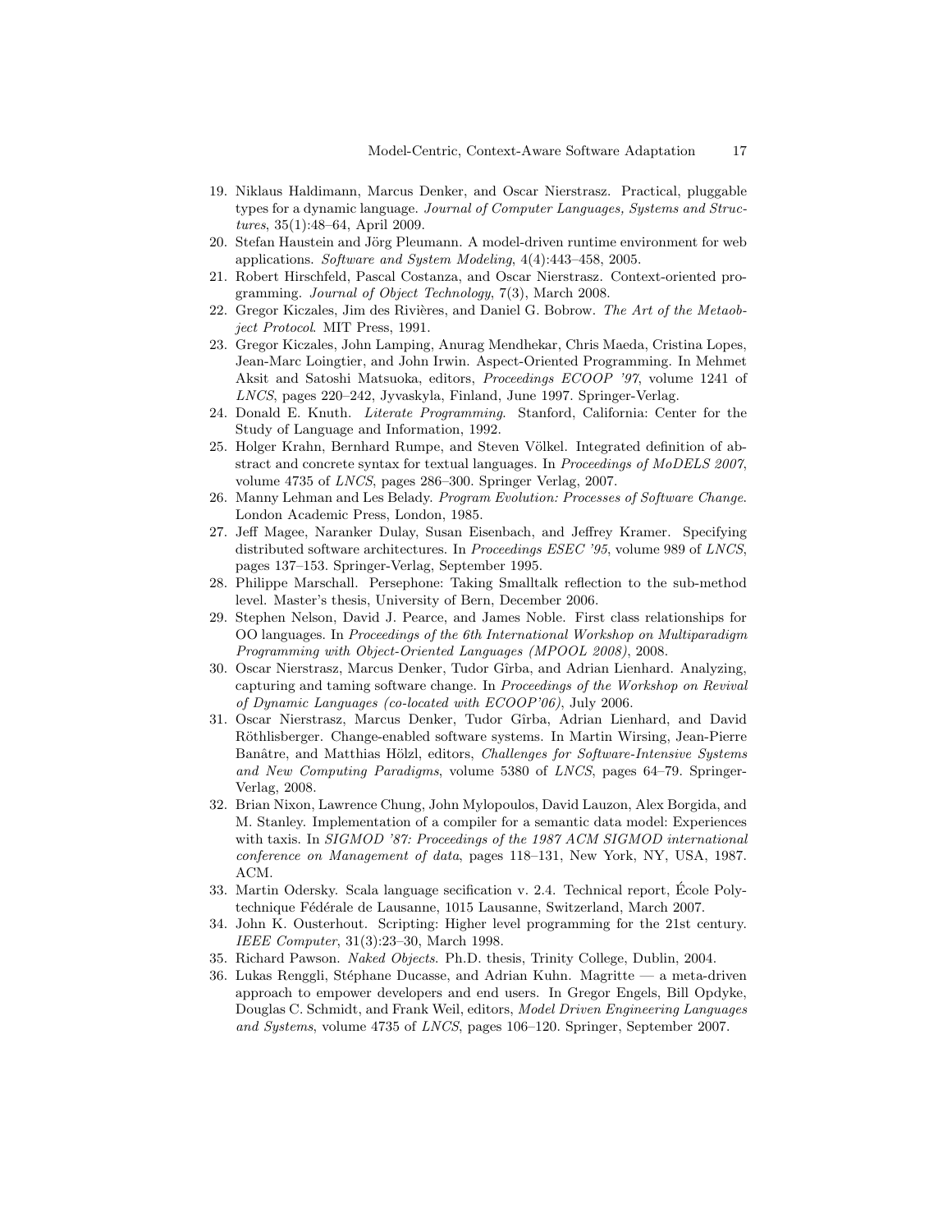19. Niklaus Haldimann, Marcus Denker, and Oscar Nierstrasz. Practical, pluggable types for a dynamic language. *Journal of Computer Languages, Systems and Structures*, 35(1):48–64, April 2009.
20. Stefan Haustein and Jörg Pleumann. A model-driven runtime environment for web applications. *Software and System Modeling*, 4(4):443–458, 2005.
21. Robert Hirschfeld, Pascal Costanza, and Oscar Nierstrasz. Context-oriented programming. *Journal of Object Technology*, 7(3), March 2008.
22. Gregor Kiczales, Jim des Rivières, and Daniel G. Bobrow. *The Art of the Metaobject Protocol*. MIT Press, 1991.
23. Gregor Kiczales, John Lamping, Anurag Mendhekar, Chris Maeda, Cristina Lopes, Jean-Marc Loingtier, and John Irwin. Aspect-Oriented Programming. In Mehmet Aksit and Satoshi Matsuoka, editors, *Proceedings ECOOP '97*, volume 1241 of *LNCS*, pages 220–242, Jyvaskyla, Finland, June 1997. Springer-Verlag.
24. Donald E. Knuth. *Literate Programming*. Stanford, California: Center for the Study of Language and Information, 1992.
25. Holger Krahn, Bernhard Rumpe, and Steven Völkel. Integrated definition of abstract and concrete syntax for textual languages. In *Proceedings of MoDELS 2007*, volume 4735 of *LNCS*, pages 286–300. Springer Verlag, 2007.
26. Manny Lehman and Les Belady. *Program Evolution: Processes of Software Change*. London Academic Press, London, 1985.
27. Jeff Magee, Naranker Dulay, Susan Eisenbach, and Jeffrey Kramer. Specifying distributed software architectures. In *Proceedings ESEC '95*, volume 989 of *LNCS*, pages 137–153. Springer-Verlag, September 1995.
28. Philippe Marschall. Persephone: Taking Smalltalk reflection to the sub-method level. Master's thesis, University of Bern, December 2006.
29. Stephen Nelson, David J. Pearce, and James Noble. First class relationships for OO languages. In *Proceedings of the 6th International Workshop on Multiparadigm Programming with Object-Oriented Languages (MPOOL 2008)*, 2008.
30. Oscar Nierstrasz, Marcus Denker, Tudor Gîrba, and Adrian Lienhard. Analyzing, capturing and taming software change. In *Proceedings of the Workshop on Revival of Dynamic Languages (co-located with ECOOP'06)*, July 2006.
31. Oscar Nierstrasz, Marcus Denker, Tudor Gîrba, Adrian Lienhard, and David Röthlisberger. Change-enabled software systems. In Martin Wirsing, Jean-Pierre Banâtre, and Matthias Hölzl, editors, *Challenges for Software-Intensive Systems and New Computing Paradigms*, volume 5380 of *LNCS*, pages 64–79. Springer-Verlag, 2008.
32. Brian Nixon, Lawrence Chung, John Mylopoulos, David Lauzon, Alex Borgida, and M. Stanley. Implementation of a compiler for a semantic data model: Experiences with taxis. In *SIGMOD '87: Proceedings of the 1987 ACM SIGMOD international conference on Management of data*, pages 118–131, New York, NY, USA, 1987. ACM.
33. Martin Odersky. Scala language secification v. 2.4. Technical report, École Polytechnique Fédérale de Lausanne, 1015 Lausanne, Switzerland, March 2007.
34. John K. Ousterhout. Scripting: Higher level programming for the 21st century. *IEEE Computer*, 31(3):23–30, March 1998.
35. Richard Pawson. *Naked Objects*. Ph.D. thesis, Trinity College, Dublin, 2004.
36. Lukas Renggli, Stéphane Ducasse, and Adrian Kuhn. Magritte — a meta-driven approach to empower developers and end users. In Gregor Engels, Bill Opdyke, Douglas C. Schmidt, and Frank Weil, editors, *Model Driven Engineering Languages and Systems*, volume 4735 of *LNCS*, pages 106–120. Springer, September 2007.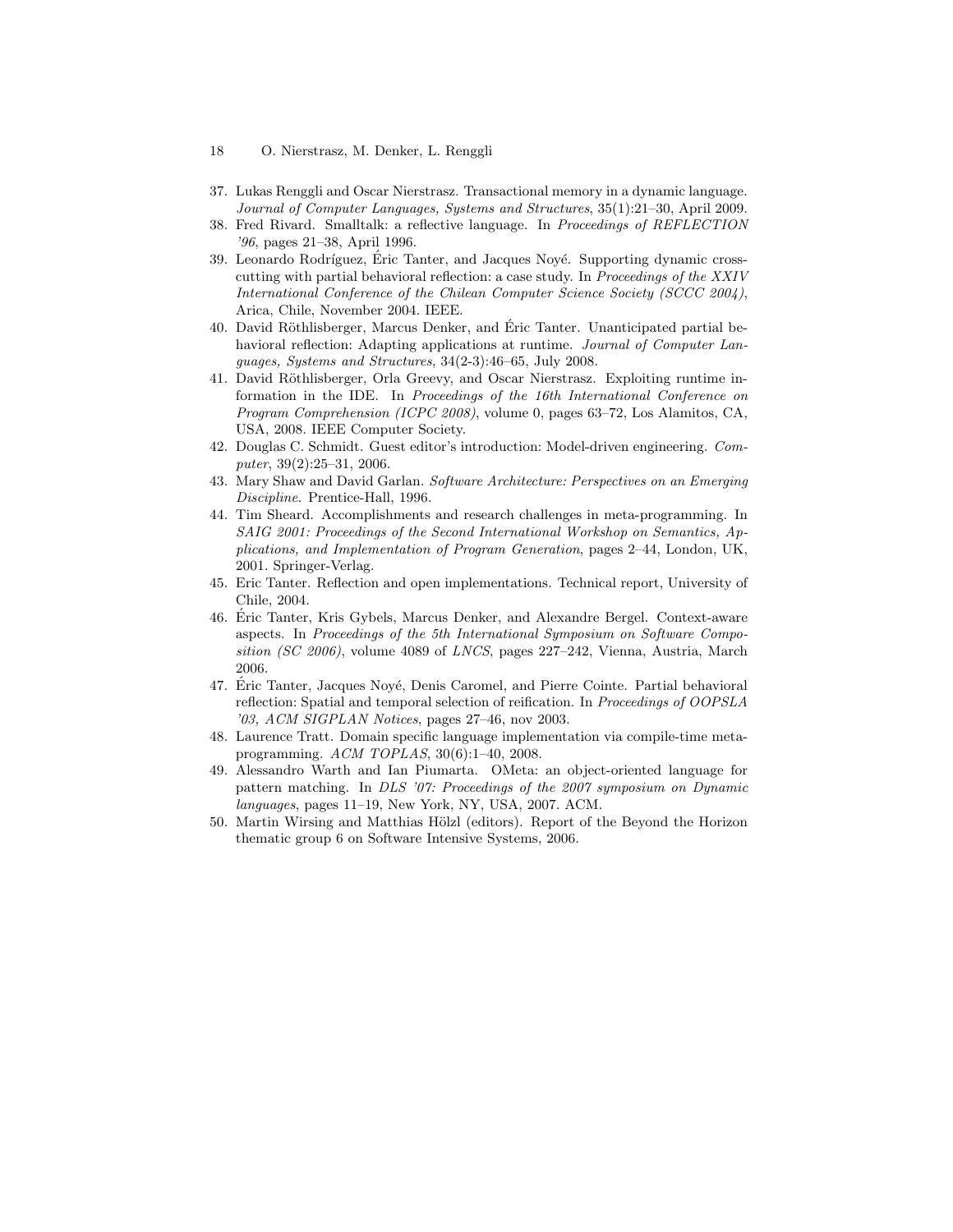37. Lukas Renggli and Oscar Nierstrasz. Transactional memory in a dynamic language. *Journal of Computer Languages, Systems and Structures*, 35(1):21–30, April 2009.
38. Fred Rivard. Smalltalk: a reflective language. In *Proceedings of REFLECTION '96*, pages 21–38, April 1996.
39. Leonardo Rodríguez, Éric Tanter, and Jacques Noyé. Supporting dynamic crosscutting with partial behavioral reflection: a case study. In *Proceedings of the XXIV International Conference of the Chilean Computer Science Society (SCCC 2004)*, Arica, Chile, November 2004. IEEE.
40. David Röthlisberger, Marcus Denker, and Éric Tanter. Unanticipated partial behavioral reflection: Adapting applications at runtime. *Journal of Computer Languages, Systems and Structures*, 34(2-3):46–65, July 2008.
41. David Röthlisberger, Orla Greevy, and Oscar Nierstrasz. Exploiting runtime information in the IDE. In *Proceedings of the 16th International Conference on Program Comprehension (ICPC 2008)*, volume 0, pages 63–72, Los Alamitos, CA, USA, 2008. IEEE Computer Society.
42. Douglas C. Schmidt. Guest editor's introduction: Model-driven engineering. *Computer*, 39(2):25–31, 2006.
43. Mary Shaw and David Garlan. *Software Architecture: Perspectives on an Emerging Discipline.* Prentice-Hall, 1996.
44. Tim Sheard. Accomplishments and research challenges in meta-programming. In *SAIG 2001: Proceedings of the Second International Workshop on Semantics, Applications, and Implementation of Program Generation*, pages 2–44, London, UK, 2001. Springer-Verlag.
45. Eric Tanter. Reflection and open implementations. Technical report, University of Chile, 2004.
46. Éric Tanter, Kris Gybels, Marcus Denker, and Alexandre Bergel. Context-aware aspects. In *Proceedings of the 5th International Symposium on Software Composition (SC 2006)*, volume 4089 of *LNCS*, pages 227–242, Vienna, Austria, March 2006.
47. Éric Tanter, Jacques Noyé, Denis Caromel, and Pierre Cointe. Partial behavioral reflection: Spatial and temporal selection of reification. In *Proceedings of OOPSLA '03, ACM SIGPLAN Notices*, pages 27–46, nov 2003.
48. Laurence Tratt. Domain specific language implementation via compile-time metaprogramming. *ACM TOPLAS*, 30(6):1–40, 2008.
49. Alessandro Warth and Ian Piumarta. OMeta: an object-oriented language for pattern matching. In *DLS '07: Proceedings of the 2007 symposium on Dynamic languages*, pages 11–19, New York, NY, USA, 2007. ACM.
50. Martin Wirsing and Matthias Hölzl (editors). Report of the Beyond the Horizon thematic group 6 on Software Intensive Systems, 2006.